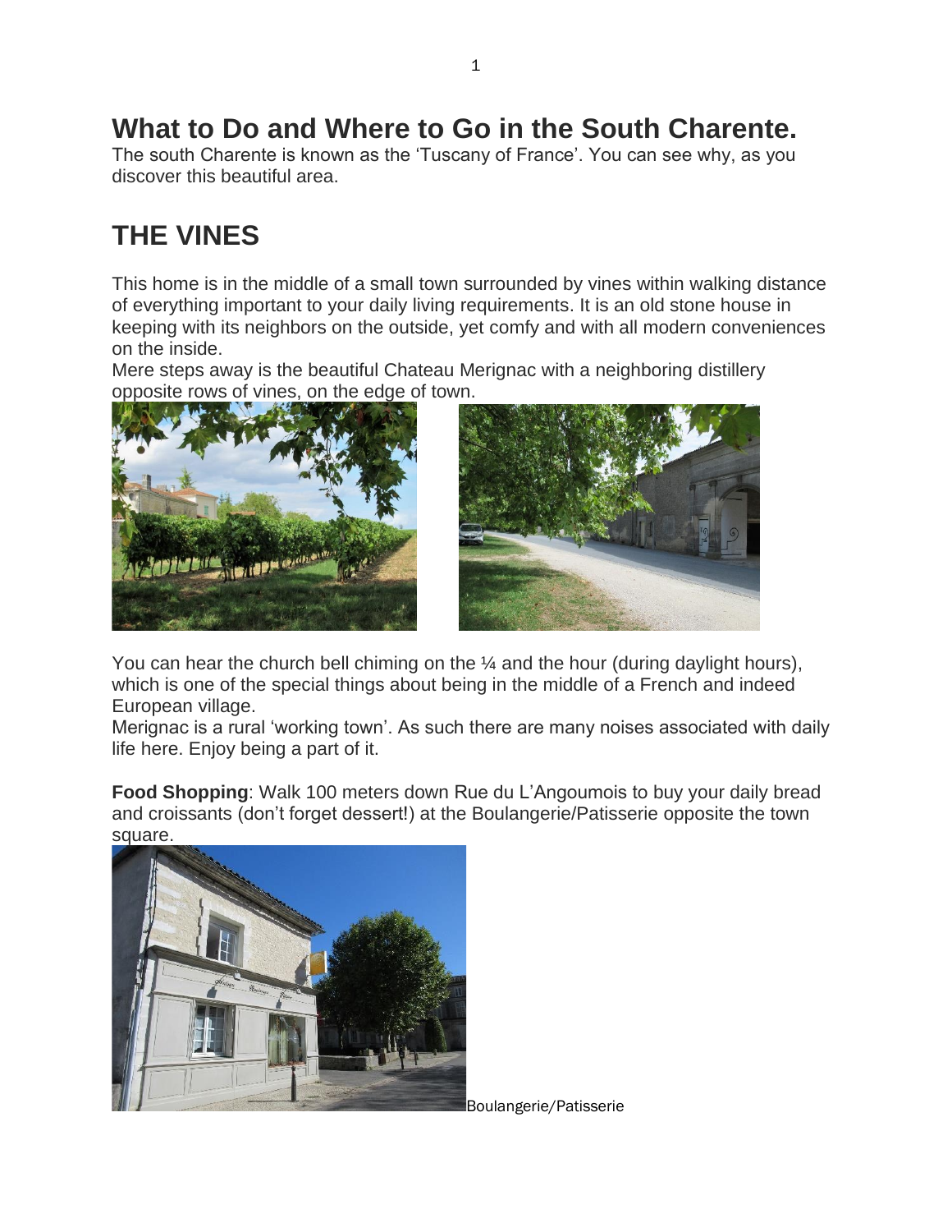# What to Do and Where to Go in the South Charente.

The south Charente is known as the 'Tuscany of France'. You can see why, as you discover this beautiful area.

# THE VINES

This home is in the middle of a small town surrounded by vines within walking distance of everything important to your daily living requirements. It is an old stone house in keeping with its neighbors on the outside, yet comfy and with all modern conveniences on the inside.
Mere steps away is the beautiful Chateau Merignac with a neighboring distillery opposite rows of vines, on the edge of town.

You can hear the church bell chiming on the ¼ and the hour (during daylight hours), which is one of the special things about being in the middle of a French and indeed European village.
Merignac is a rural 'working town'. As such there are many noises associated with daily life here. Enjoy being a part of it.

**Food Shopping**: Walk 100 meters down Rue du L'Angoumois to buy your daily bread and croissants (don't forget dessert!) at the Boulangerie/Patisserie opposite the town square.

Boulangerie/Patisserie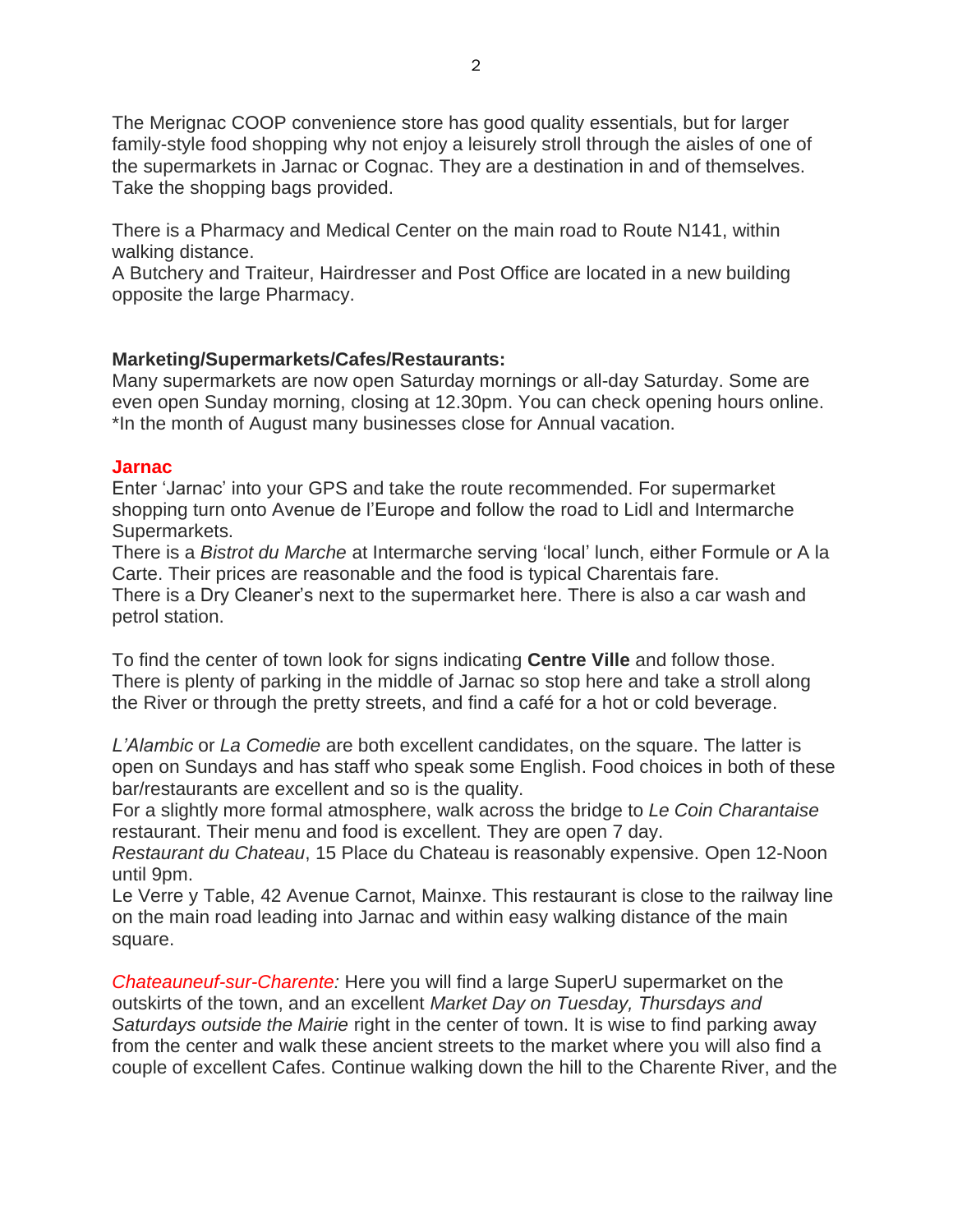The Merignac COOP convenience store has good quality essentials, but for larger family-style food shopping why not enjoy a leisurely stroll through the aisles of one of the supermarkets in Jarnac or Cognac. They are a destination in and of themselves. Take the shopping bags provided.

There is a Pharmacy and Medical Center on the main road to Route N141, within walking distance.
A Butchery and Traiteur, Hairdresser and Post Office are located in a new building opposite the large Pharmacy.

**Marketing/Supermarkets/Cafes/Restaurants:**
Many supermarkets are now open Saturday mornings or all-day Saturday. Some are even open Sunday morning, closing at 12.30pm. You can check opening hours online.
*In the month of August many businesses close for Annual vacation.

**Jarnac**
Enter 'Jarnac' into your GPS and take the route recommended. For supermarket shopping turn onto Avenue de l'Europe and follow the road to Lidl and Intermarche Supermarkets.
There is a *Bistrot du Marche* at Intermarche serving 'local' lunch, either Formule or A la Carte. Their prices are reasonable and the food is typical Charentais fare.
There is a Dry Cleaner's next to the supermarket here. There is also a car wash and petrol station.

To find the center of town look for signs indicating **Centre Ville** and follow those. There is plenty of parking in the middle of Jarnac so stop here and take a stroll along the River or through the pretty streets, and find a café for a hot or cold beverage.

*L'Alambic* or *La Comedie* are both excellent candidates, on the square. The latter is open on Sundays and has staff who speak some English. Food choices in both of these bar/restaurants are excellent and so is the quality.
For a slightly more formal atmosphere, walk across the bridge to *Le Coin Charantaise* restaurant. Their menu and food is excellent. They are open 7 day.
*Restaurant du Chateau*, 15 Place du Chateau is reasonably expensive. Open 12-Noon until 9pm.
Le Verre y Table, 42 Avenue Carnot, Mainxe. This restaurant is close to the railway line on the main road leading into Jarnac and within easy walking distance of the main square.

*Chateauneuf-sur-Charente:* Here you will find a large SuperU supermarket on the outskirts of the town, and an excellent *Market Day on Tuesday, Thursdays and Saturdays outside the Mairie* right in the center of town. It is wise to find parking away from the center and walk these ancient streets to the market where you will also find a couple of excellent Cafes. Continue walking down the hill to the Charente River, and the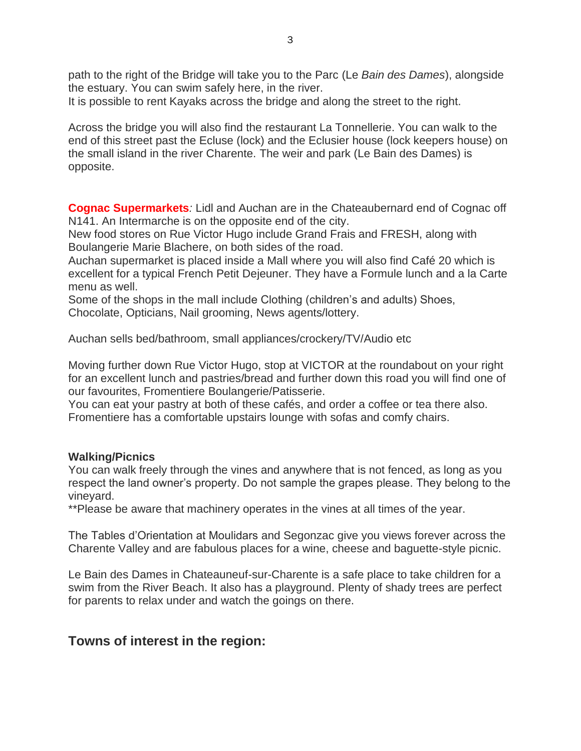path to the right of the Bridge will take you to the Parc (Le *Bain des Dames*), alongside the estuary. You can swim safely here, in the river.
It is possible to rent Kayaks across the bridge and along the street to the right.

Across the bridge you will also find the restaurant La Tonnellerie. You can walk to the end of this street past the Ecluse (lock) and the Eclusier house (lock keepers house) on the small island in the river Charente. The weir and park (Le Bain des Dames) is opposite.

**Cognac Supermarkets***:* Lidl and Auchan are in the Chateaubernard end of Cognac off N141. An Intermarche is on the opposite end of the city.
New food stores on Rue Victor Hugo include Grand Frais and FRESH, along with Boulangerie Marie Blachere, on both sides of the road.
Auchan supermarket is placed inside a Mall where you will also find Café 20 which is excellent for a typical French Petit Dejeuner. They have a Formule lunch and a la Carte menu as well.
Some of the shops in the mall include Clothing (children's and adults) Shoes, Chocolate, Opticians, Nail grooming, News agents/lottery.

Auchan sells bed/bathroom, small appliances/crockery/TV/Audio etc

Moving further down Rue Victor Hugo, stop at VICTOR at the roundabout on your right for an excellent lunch and pastries/bread and further down this road you will find one of our favourites, Fromentiere Boulangerie/Patisserie.
You can eat your pastry at both of these cafés, and order a coffee or tea there also. Fromentiere has a comfortable upstairs lounge with sofas and comfy chairs.

**Walking/Picnics**
You can walk freely through the vines and anywhere that is not fenced, as long as you respect the land owner's property. Do not sample the grapes please. They belong to the vineyard.
**Please be aware that machinery operates in the vines at all times of the year.

The Tables d'Orientation at Moulidars and Segonzac give you views forever across the Charente Valley and are fabulous places for a wine, cheese and baguette-style picnic.

Le Bain des Dames in Chateauneuf-sur-Charente is a safe place to take children for a swim from the River Beach. It also has a playground. Plenty of shady trees are perfect for parents to relax under and watch the goings on there.

## Towns of interest in the region: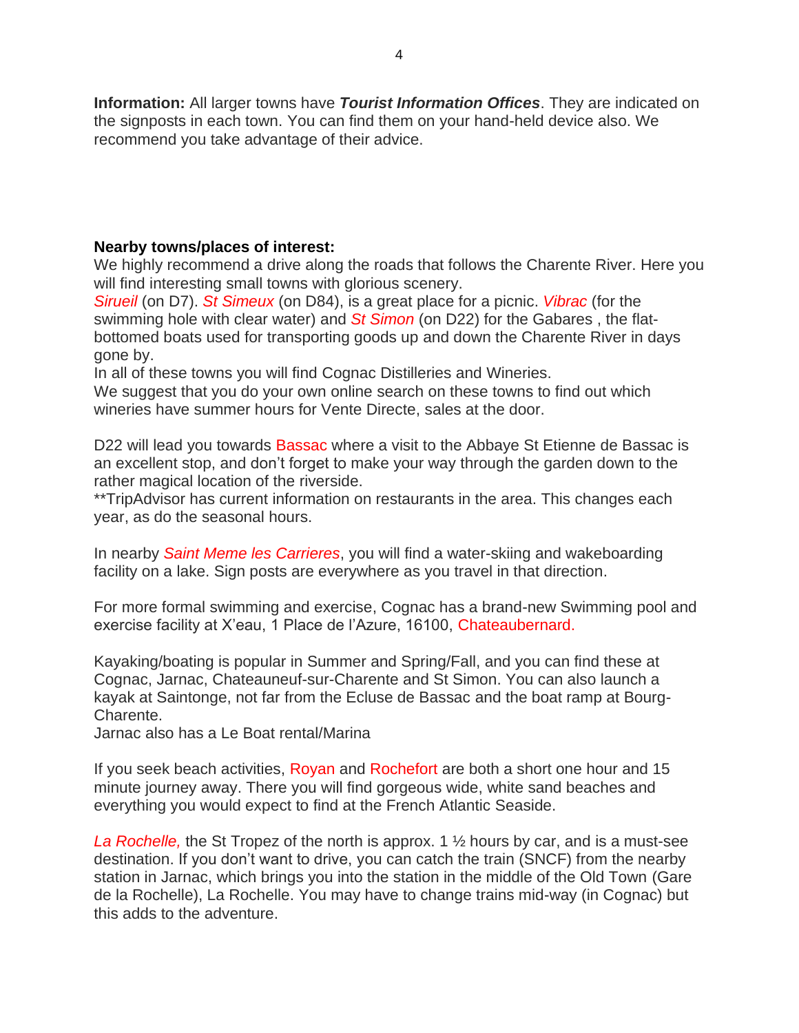**Information:** All larger towns have ***Tourist Information Offices***. They are indicated on the signposts in each town. You can find them on your hand-held device also. We recommend you take advantage of their advice.

**Nearby towns/places of interest:**

We highly recommend a drive along the roads that follows the Charente River. Here you will find interesting small towns with glorious scenery.

*Sirueil* (on D7). *St Simeux* (on D84), is a great place for a picnic. *Vibrac* (for the swimming hole with clear water) and *St Simon* (on D22) for the Gabares , the flat-bottomed boats used for transporting goods up and down the Charente River in days gone by.

In all of these towns you will find Cognac Distilleries and Wineries.

We suggest that you do your own online search on these towns to find out which wineries have summer hours for Vente Directe, sales at the door.

D22 will lead you towards Bassac where a visit to the Abbaye St Etienne de Bassac is an excellent stop, and don't forget to make your way through the garden down to the rather magical location of the riverside.

**TripAdvisor has current information on restaurants in the area. This changes each year, as do the seasonal hours.

In nearby *Saint Meme les Carrieres*, you will find a water-skiing and wakeboarding facility on a lake. Sign posts are everywhere as you travel in that direction.

For more formal swimming and exercise, Cognac has a brand-new Swimming pool and exercise facility at X'eau, 1 Place de l'Azure, 16100, Chateaubernard.

Kayaking/boating is popular in Summer and Spring/Fall, and you can find these at Cognac, Jarnac, Chateauneuf-sur-Charente and St Simon. You can also launch a kayak at Saintonge, not far from the Ecluse de Bassac and the boat ramp at Bourg-Charente.

Jarnac also has a Le Boat rental/Marina

If you seek beach activities, Royan and Rochefort are both a short one hour and 15 minute journey away. There you will find gorgeous wide, white sand beaches and everything you would expect to find at the French Atlantic Seaside.

*La Rochelle,* the St Tropez of the north is approx. 1 ½ hours by car, and is a must-see destination. If you don't want to drive, you can catch the train (SNCF) from the nearby station in Jarnac, which brings you into the station in the middle of the Old Town (Gare de la Rochelle), La Rochelle. You may have to change trains mid-way (in Cognac) but this adds to the adventure.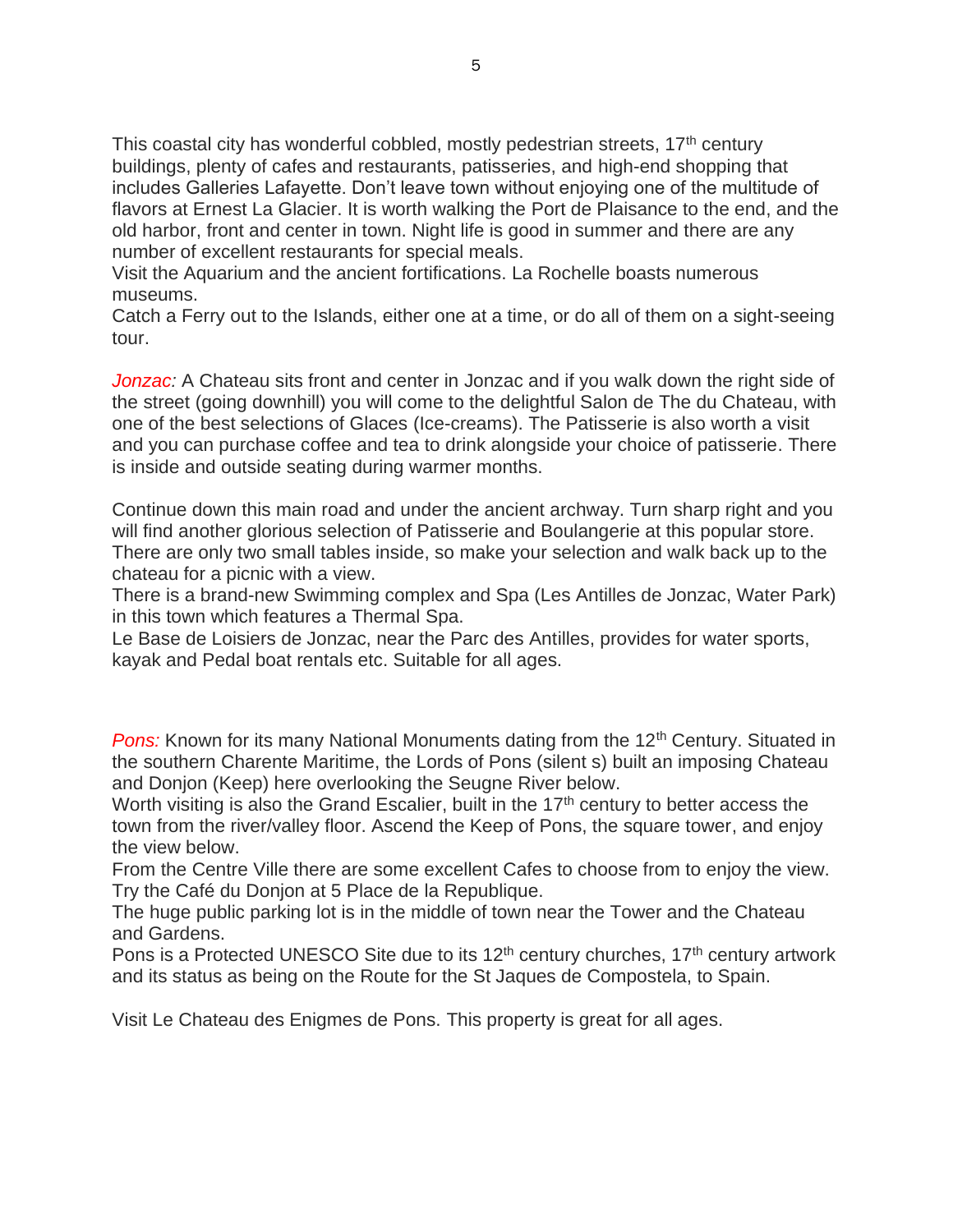This coastal city has wonderful cobbled, mostly pedestrian streets, 17th century buildings, plenty of cafes and restaurants, patisseries, and high-end shopping that includes Galleries Lafayette. Don't leave town without enjoying one of the multitude of flavors at Ernest La Glacier. It is worth walking the Port de Plaisance to the end, and the old harbor, front and center in town. Night life is good in summer and there are any number of excellent restaurants for special meals.
Visit the Aquarium and the ancient fortifications. La Rochelle boasts numerous museums.
Catch a Ferry out to the Islands, either one at a time, or do all of them on a sight-seeing tour.

*Jonzac:* A Chateau sits front and center in Jonzac and if you walk down the right side of the street (going downhill) you will come to the delightful Salon de The du Chateau, with one of the best selections of Glaces (Ice-creams). The Patisserie is also worth a visit and you can purchase coffee and tea to drink alongside your choice of patisserie. There is inside and outside seating during warmer months.

Continue down this main road and under the ancient archway. Turn sharp right and you will find another glorious selection of Patisserie and Boulangerie at this popular store. There are only two small tables inside, so make your selection and walk back up to the chateau for a picnic with a view.
There is a brand-new Swimming complex and Spa (Les Antilles de Jonzac, Water Park) in this town which features a Thermal Spa.
Le Base de Loisiers de Jonzac, near the Parc des Antilles, provides for water sports, kayak and Pedal boat rentals etc. Suitable for all ages.

*Pons:* Known for its many National Monuments dating from the 12th Century. Situated in the southern Charente Maritime, the Lords of Pons (silent s) built an imposing Chateau and Donjon (Keep) here overlooking the Seugne River below.
Worth visiting is also the Grand Escalier, built in the 17th century to better access the town from the river/valley floor. Ascend the Keep of Pons, the square tower, and enjoy the view below.
From the Centre Ville there are some excellent Cafes to choose from to enjoy the view. Try the Café du Donjon at 5 Place de la Republique.
The huge public parking lot is in the middle of town near the Tower and the Chateau and Gardens.
Pons is a Protected UNESCO Site due to its 12th century churches, 17th century artwork and its status as being on the Route for the St Jaques de Compostela, to Spain.

Visit Le Chateau des Enigmes de Pons. This property is great for all ages.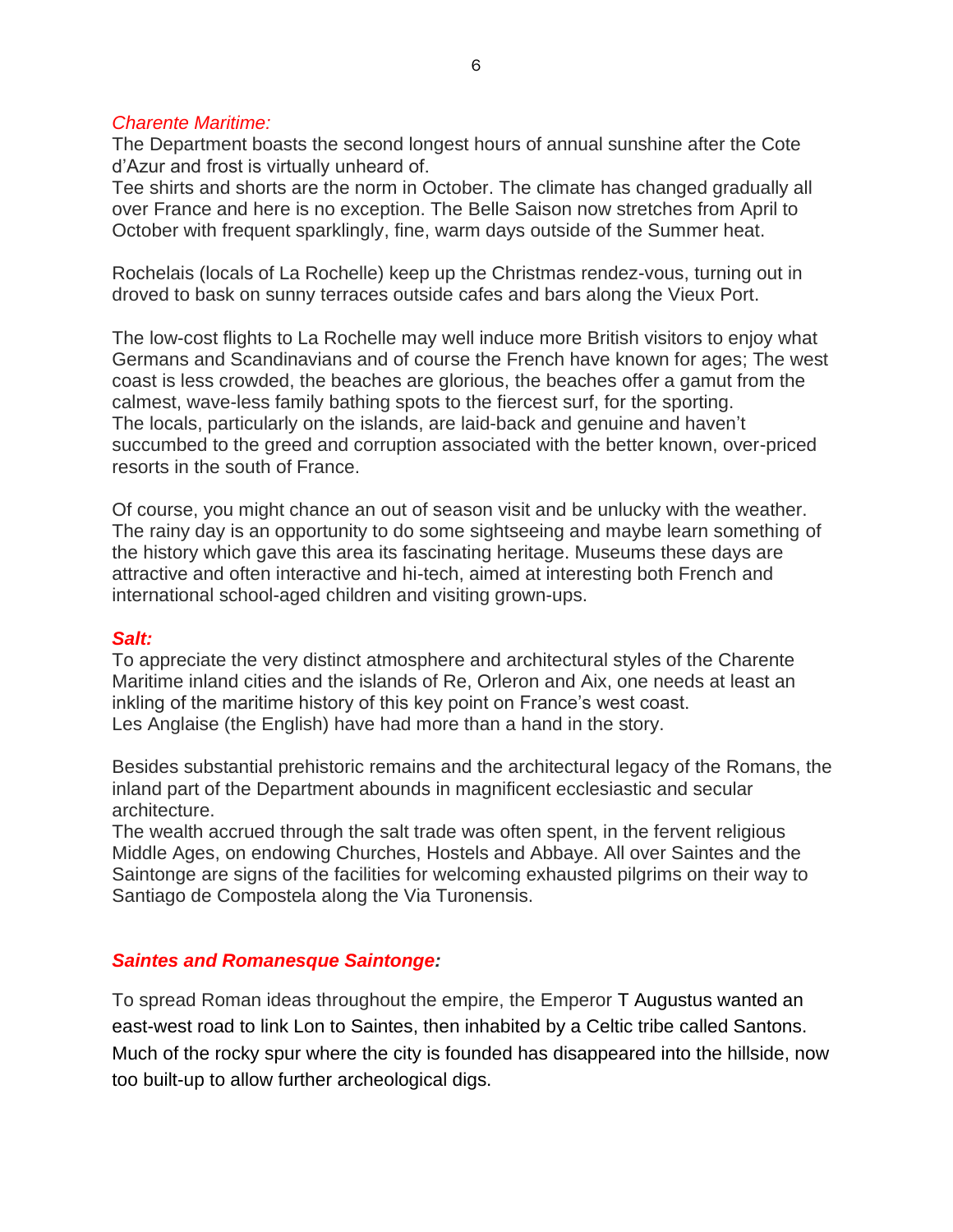*Charente Maritime:*

The Department boasts the second longest hours of annual sunshine after the Cote d'Azur and frost is virtually unheard of.
Tee shirts and shorts are the norm in October. The climate has changed gradually all over France and here is no exception. The Belle Saison now stretches from April to October with frequent sparklingly, fine, warm days outside of the Summer heat.

Rochelais (locals of La Rochelle) keep up the Christmas rendez-vous, turning out in droved to bask on sunny terraces outside cafes and bars along the Vieux Port.

The low-cost flights to La Rochelle may well induce more British visitors to enjoy what Germans and Scandinavians and of course the French have known for ages; The west coast is less crowded, the beaches are glorious, the beaches offer a gamut from the calmest, wave-less family bathing spots to the fiercest surf, for the sporting.
The locals, particularly on the islands, are laid-back and genuine and haven't succumbed to the greed and corruption associated with the better known, over-priced resorts in the south of France.

Of course, you might chance an out of season visit and be unlucky with the weather. The rainy day is an opportunity to do some sightseeing and maybe learn something of the history which gave this area its fascinating heritage. Museums these days are attractive and often interactive and hi-tech, aimed at interesting both French and international school-aged children and visiting grown-ups.

***Salt:***

To appreciate the very distinct atmosphere and architectural styles of the Charente Maritime inland cities and the islands of Re, Orleron and Aix, one needs at least an inkling of the maritime history of this key point on France's west coast.
Les Anglaise (the English) have had more than a hand in the story.

Besides substantial prehistoric remains and the architectural legacy of the Romans, the inland part of the Department abounds in magnificent ecclesiastic and secular architecture.
The wealth accrued through the salt trade was often spent, in the fervent religious Middle Ages, on endowing Churches, Hostels and Abbaye. All over Saintes and the Saintonge are signs of the facilities for welcoming exhausted pilgrims on their way to Santiago de Compostela along the Via Turonensis.

***Saintes and Romanesque Saintonge:***

To spread Roman ideas throughout the empire, the Emperor T Augustus wanted an east-west road to link Lon to Saintes, then inhabited by a Celtic tribe called Santons. Much of the rocky spur where the city is founded has disappeared into the hillside, now too built-up to allow further archeological digs.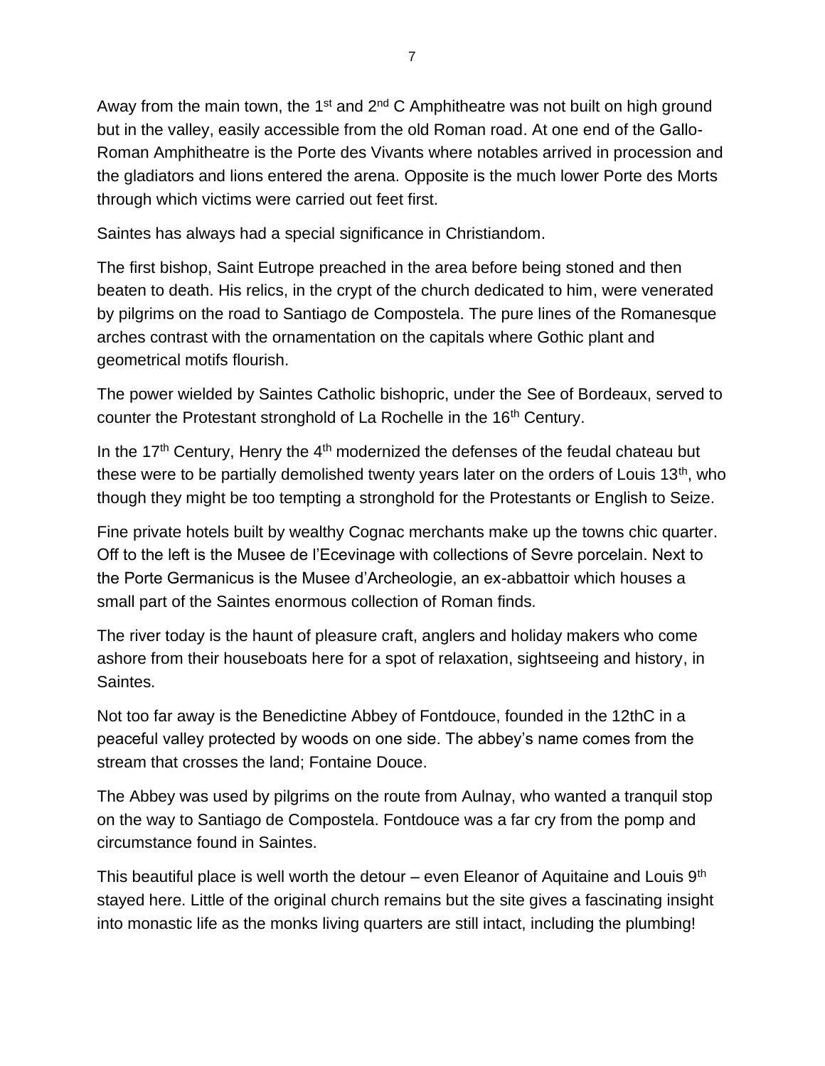Away from the main town, the 1st and 2nd C Amphitheatre was not built on high ground but in the valley, easily accessible from the old Roman road. At one end of the Gallo-Roman Amphitheatre is the Porte des Vivants where notables arrived in procession and the gladiators and lions entered the arena. Opposite is the much lower Porte des Morts through which victims were carried out feet first.

Saintes has always had a special significance in Christiandom.

The first bishop, Saint Eutrope preached in the area before being stoned and then beaten to death. His relics, in the crypt of the church dedicated to him, were venerated by pilgrims on the road to Santiago de Compostela. The pure lines of the Romanesque arches contrast with the ornamentation on the capitals where Gothic plant and geometrical motifs flourish.

The power wielded by Saintes Catholic bishopric, under the See of Bordeaux, served to counter the Protestant stronghold of La Rochelle in the 16th Century.

In the 17th Century, Henry the 4th modernized the defenses of the feudal chateau but these were to be partially demolished twenty years later on the orders of Louis 13th, who though they might be too tempting a stronghold for the Protestants or English to Seize.

Fine private hotels built by wealthy Cognac merchants make up the towns chic quarter. Off to the left is the Musee de l'Ecevinage with collections of Sevre porcelain. Next to the Porte Germanicus is the Musee d'Archeologie, an ex-abbattoir which houses a small part of the Saintes enormous collection of Roman finds.

The river today is the haunt of pleasure craft, anglers and holiday makers who come ashore from their houseboats here for a spot of relaxation, sightseeing and history, in Saintes.

Not too far away is the Benedictine Abbey of Fontdouce, founded in the 12thC in a peaceful valley protected by woods on one side. The abbey's name comes from the stream that crosses the land; Fontaine Douce.

The Abbey was used by pilgrims on the route from Aulnay, who wanted a tranquil stop on the way to Santiago de Compostela. Fontdouce was a far cry from the pomp and circumstance found in Saintes.

This beautiful place is well worth the detour – even Eleanor of Aquitaine and Louis 9th stayed here. Little of the original church remains but the site gives a fascinating insight into monastic life as the monks living quarters are still intact, including the plumbing!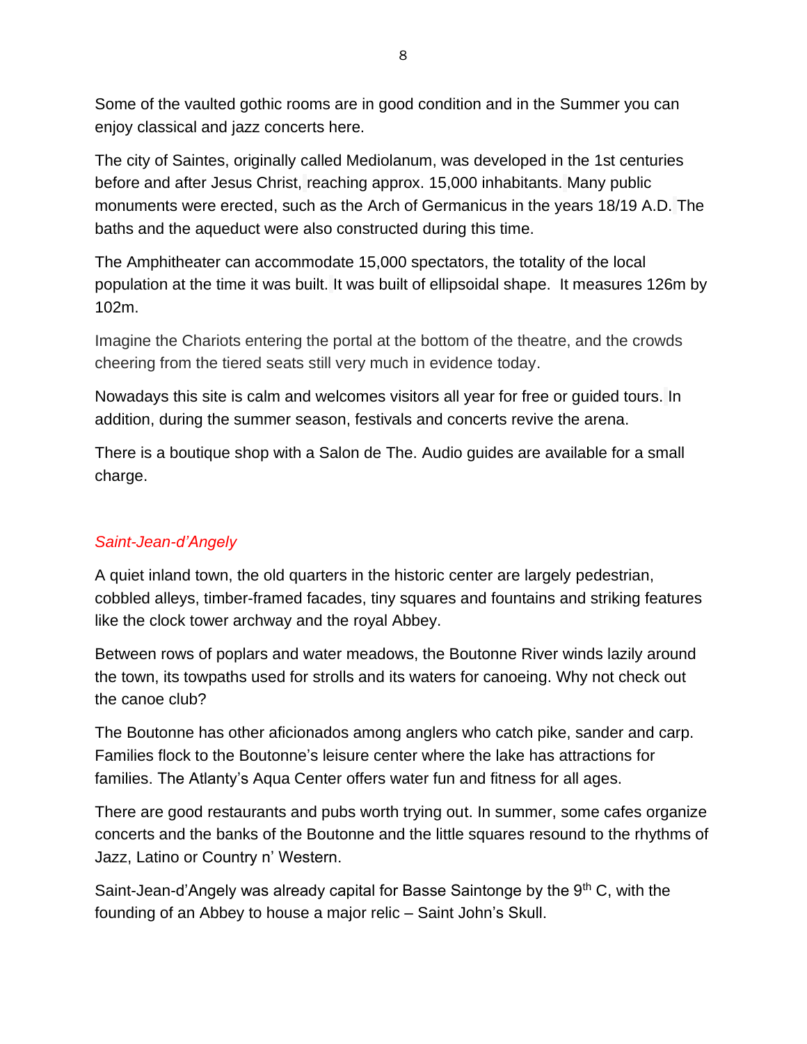Some of the vaulted gothic rooms are in good condition and in the Summer you can enjoy classical and jazz concerts here.

The city of Saintes, originally called Mediolanum, was developed in the 1st centuries before and after Jesus Christ, reaching approx. 15,000 inhabitants. Many public monuments were erected, such as the Arch of Germanicus in the years 18/19 A.D. The baths and the aqueduct were also constructed during this time.

The Amphitheater can accommodate 15,000 spectators, the totality of the local population at the time it was built. It was built of ellipsoidal shape. It measures 126m by 102m.

Imagine the Chariots entering the portal at the bottom of the theatre, and the crowds cheering from the tiered seats still very much in evidence today.

Nowadays this site is calm and welcomes visitors all year for free or guided tours. In addition, during the summer season, festivals and concerts revive the arena.

There is a boutique shop with a Salon de The. Audio guides are available for a small charge.

### *Saint-Jean-d'Angely*

A quiet inland town, the old quarters in the historic center are largely pedestrian, cobbled alleys, timber-framed facades, tiny squares and fountains and striking features like the clock tower archway and the royal Abbey.

Between rows of poplars and water meadows, the Boutonne River winds lazily around the town, its towpaths used for strolls and its waters for canoeing. Why not check out the canoe club?

The Boutonne has other aficionados among anglers who catch pike, sander and carp. Families flock to the Boutonne's leisure center where the lake has attractions for families. The Atlanty's Aqua Center offers water fun and fitness for all ages.

There are good restaurants and pubs worth trying out. In summer, some cafes organize concerts and the banks of the Boutonne and the little squares resound to the rhythms of Jazz, Latino or Country n' Western.

Saint-Jean-d'Angely was already capital for Basse Saintonge by the 9th C, with the founding of an Abbey to house a major relic – Saint John's Skull.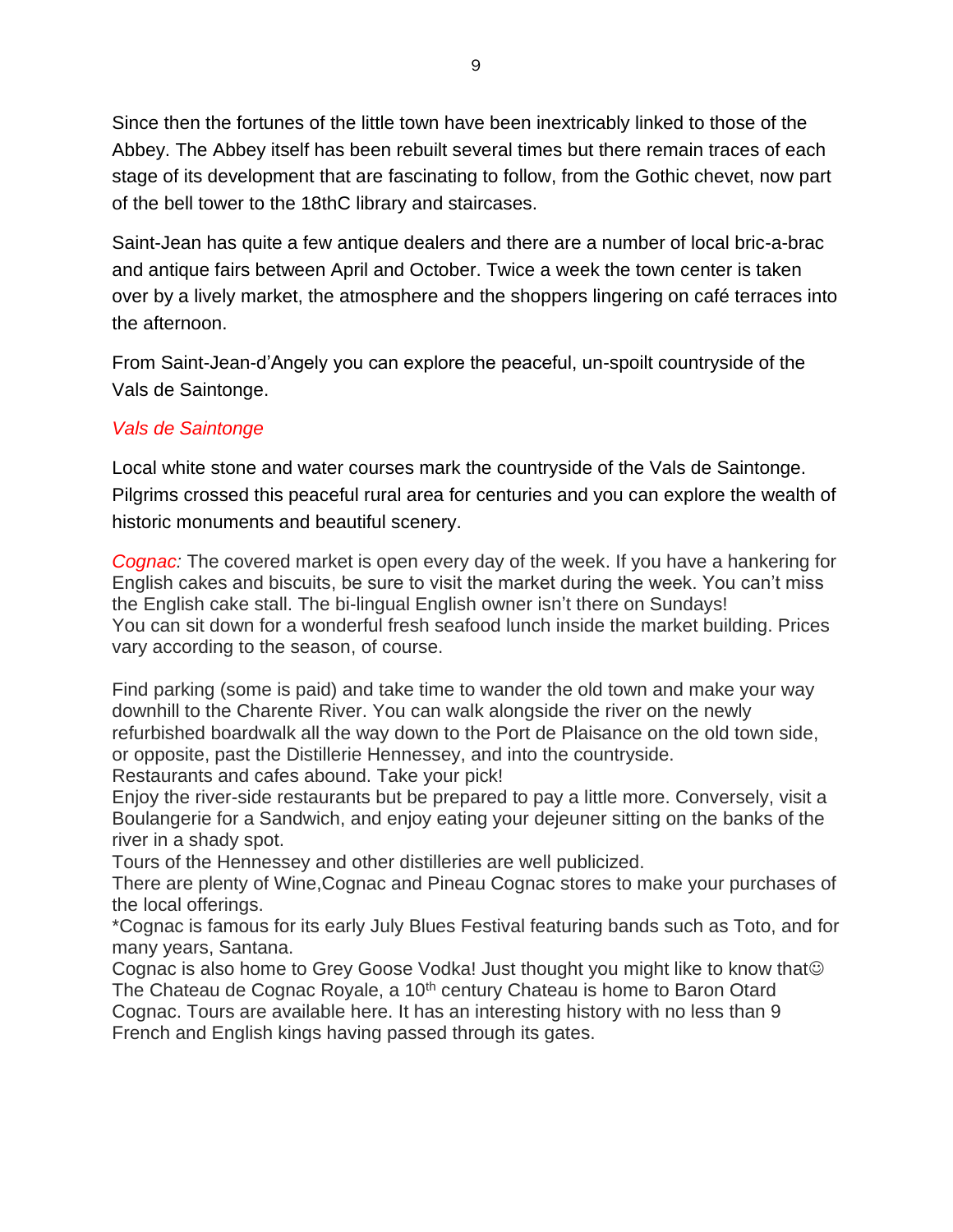Since then the fortunes of the little town have been inextricably linked to those of the Abbey. The Abbey itself has been rebuilt several times but there remain traces of each stage of its development that are fascinating to follow, from the Gothic chevet, now part of the bell tower to the 18thC library and staircases.

Saint-Jean has quite a few antique dealers and there are a number of local bric-a-brac and antique fairs between April and October. Twice a week the town center is taken over by a lively market, the atmosphere and the shoppers lingering on café terraces into the afternoon.

From Saint-Jean-d'Angely you can explore the peaceful, un-spoilt countryside of the Vals de Saintonge.

### *Vals de Saintonge*

Local white stone and water courses mark the countryside of the Vals de Saintonge. Pilgrims crossed this peaceful rural area for centuries and you can explore the wealth of historic monuments and beautiful scenery.

*Cognac:* The covered market is open every day of the week. If you have a hankering for English cakes and biscuits, be sure to visit the market during the week. You can't miss the English cake stall. The bi-lingual English owner isn't there on Sundays!
You can sit down for a wonderful fresh seafood lunch inside the market building. Prices vary according to the season, of course.

Find parking (some is paid) and take time to wander the old town and make your way downhill to the Charente River. You can walk alongside the river on the newly refurbished boardwalk all the way down to the Port de Plaisance on the old town side, or opposite, past the Distillerie Hennessey, and into the countryside.
Restaurants and cafes abound. Take your pick!
Enjoy the river-side restaurants but be prepared to pay a little more. Conversely, visit a Boulangerie for a Sandwich, and enjoy eating your dejeuner sitting on the banks of the river in a shady spot.
Tours of the Hennessey and other distilleries are well publicized.
There are plenty of Wine,Cognac and Pineau Cognac stores to make your purchases of the local offerings.
*Cognac is famous for its early July Blues Festival featuring bands such as Toto, and for many years, Santana.
Cognac is also home to Grey Goose Vodka! Just thought you might like to know that☺
The Chateau de Cognac Royale, a 10th century Chateau is home to Baron Otard Cognac. Tours are available here. It has an interesting history with no less than 9 French and English kings having passed through its gates.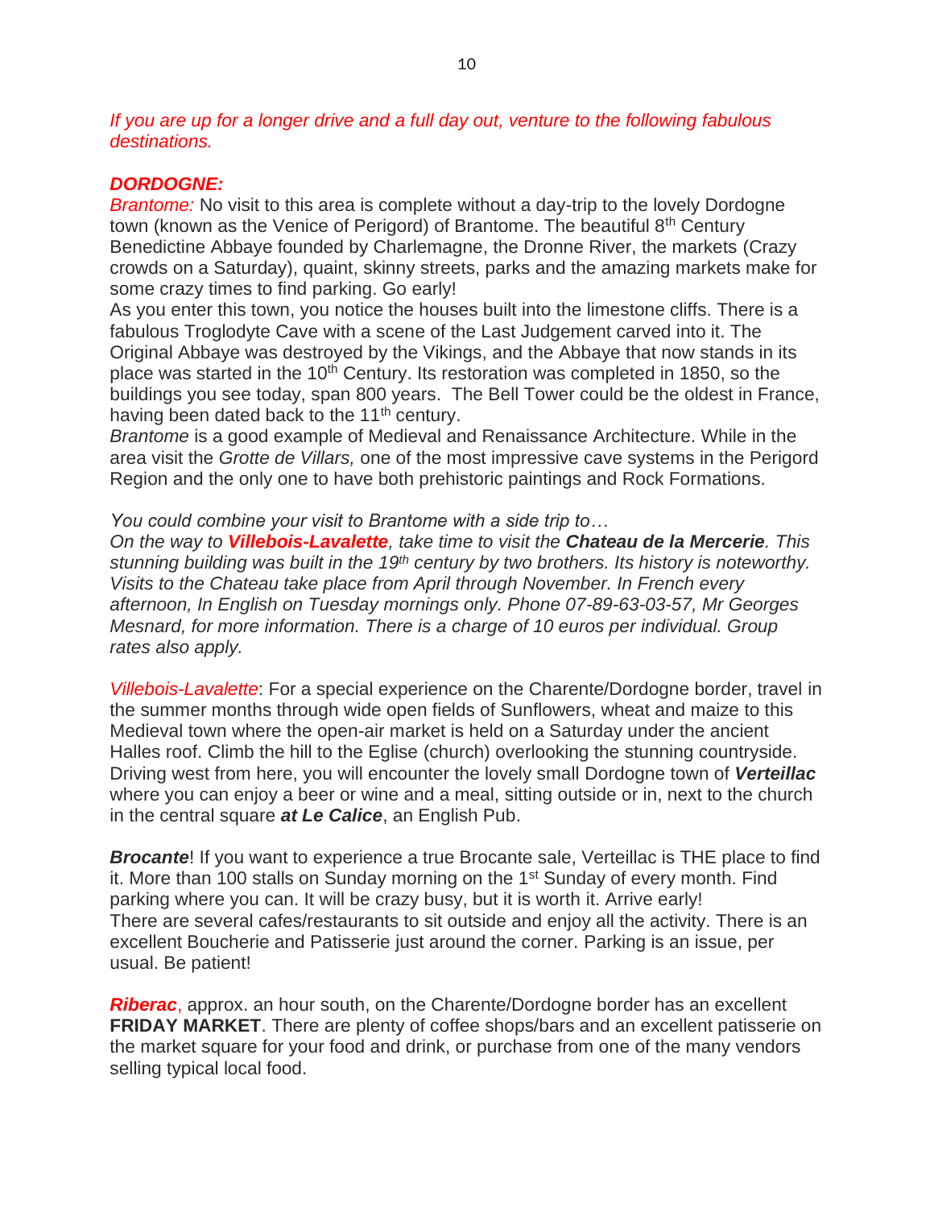*If you are up for a longer drive and a full day out, venture to the following fabulous destinations.*

### ***DORDOGNE:***

*Brantome:* No visit to this area is complete without a day-trip to the lovely Dordogne town (known as the Venice of Perigord) of Brantome. The beautiful 8th Century Benedictine Abbaye founded by Charlemagne, the Dronne River, the markets (Crazy crowds on a Saturday), quaint, skinny streets, parks and the amazing markets make for some crazy times to find parking. Go early!
As you enter this town, you notice the houses built into the limestone cliffs. There is a fabulous Troglodyte Cave with a scene of the Last Judgement carved into it. The Original Abbaye was destroyed by the Vikings, and the Abbaye that now stands in its place was started in the 10th Century. Its restoration was completed in 1850, so the buildings you see today, span 800 years. The Bell Tower could be the oldest in France, having been dated back to the 11th century.
*Brantome* is a good example of Medieval and Renaissance Architecture. While in the area visit the *Grotte de Villars,* one of the most impressive cave systems in the Perigord Region and the only one to have both prehistoric paintings and Rock Formations.

*You could combine your visit to Brantome with a side trip to…*
*On the way to* ***Villebois-Lavalette****, take time to visit the* ***Chateau de la Mercerie****. This stunning building was built in the 19th century by two brothers. Its history is noteworthy. Visits to the Chateau take place from April through November. In French every afternoon, In English on Tuesday mornings only. Phone 07-89-63-03-57, Mr Georges Mesnard, for more information. There is a charge of 10 euros per individual. Group rates also apply.*

*Villebois-Lavalette*: For a special experience on the Charente/Dordogne border, travel in the summer months through wide open fields of Sunflowers, wheat and maize to this Medieval town where the open-air market is held on a Saturday under the ancient Halles roof. Climb the hill to the Eglise (church) overlooking the stunning countryside. Driving west from here, you will encounter the lovely small Dordogne town of ***Verteillac*** where you can enjoy a beer or wine and a meal, sitting outside or in, next to the church in the central square ***at Le Calice***, an English Pub.

***Brocante***! If you want to experience a true Brocante sale, Verteillac is THE place to find it. More than 100 stalls on Sunday morning on the 1st Sunday of every month. Find parking where you can. It will be crazy busy, but it is worth it. Arrive early!
There are several cafes/restaurants to sit outside and enjoy all the activity. There is an excellent Boucherie and Patisserie just around the corner. Parking is an issue, per usual. Be patient!

***Riberac***, approx. an hour south, on the Charente/Dordogne border has an excellent **FRIDAY MARKET**. There are plenty of coffee shops/bars and an excellent patisserie on the market square for your food and drink, or purchase from one of the many vendors selling typical local food.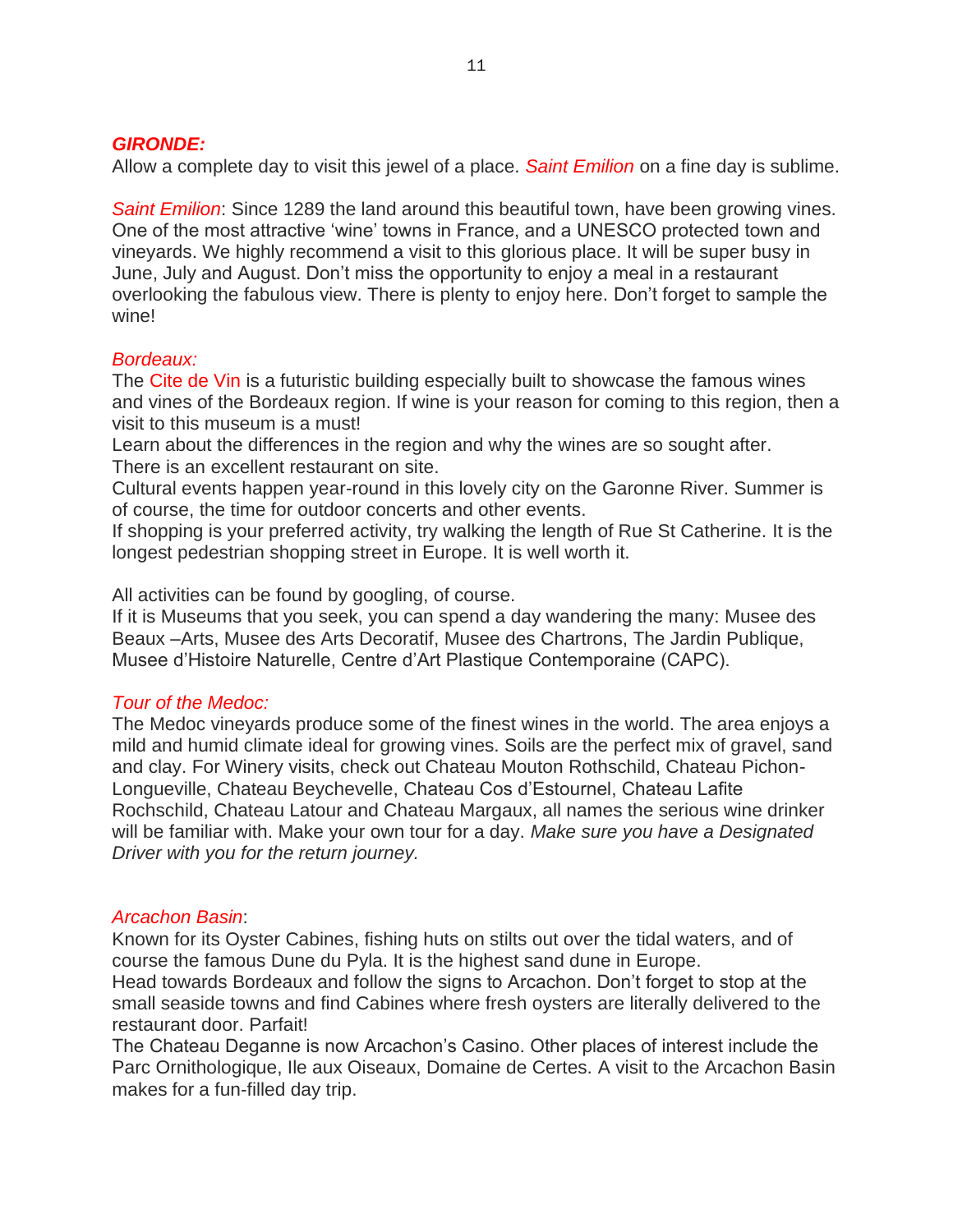## *GIRONDE:*

Allow a complete day to visit this jewel of a place. *Saint Emilion* on a fine day is sublime.

*Saint Emilion*: Since 1289 the land around this beautiful town, have been growing vines. One of the most attractive 'wine' towns in France, and a UNESCO protected town and vineyards. We highly recommend a visit to this glorious place. It will be super busy in June, July and August. Don't miss the opportunity to enjoy a meal in a restaurant overlooking the fabulous view. There is plenty to enjoy here. Don't forget to sample the wine!

### *Bordeaux:*

The Cite de Vin is a futuristic building especially built to showcase the famous wines and vines of the Bordeaux region. If wine is your reason for coming to this region, then a visit to this museum is a must!

Learn about the differences in the region and why the wines are so sought after.

There is an excellent restaurant on site.

Cultural events happen year-round in this lovely city on the Garonne River. Summer is of course, the time for outdoor concerts and other events.

If shopping is your preferred activity, try walking the length of Rue St Catherine. It is the longest pedestrian shopping street in Europe. It is well worth it.

All activities can be found by googling, of course.

If it is Museums that you seek, you can spend a day wandering the many: Musee des Beaux –Arts, Musee des Arts Decoratif, Musee des Chartrons, The Jardin Publique, Musee d'Histoire Naturelle, Centre d'Art Plastique Contemporaine (CAPC).

### *Tour of the Medoc:*

The Medoc vineyards produce some of the finest wines in the world. The area enjoys a mild and humid climate ideal for growing vines. Soils are the perfect mix of gravel, sand and clay. For Winery visits, check out Chateau Mouton Rothschild, Chateau Pichon-Longueville, Chateau Beychevelle, Chateau Cos d'Estournel, Chateau Lafite Rochschild, Chateau Latour and Chateau Margaux, all names the serious wine drinker will be familiar with. Make your own tour for a day. *Make sure you have a Designated Driver with you for the return journey.*

### *Arcachon Basin*:

Known for its Oyster Cabines, fishing huts on stilts out over the tidal waters, and of course the famous Dune du Pyla. It is the highest sand dune in Europe.

Head towards Bordeaux and follow the signs to Arcachon. Don't forget to stop at the small seaside towns and find Cabines where fresh oysters are literally delivered to the restaurant door. Parfait!

The Chateau Deganne is now Arcachon's Casino. Other places of interest include the Parc Ornithologique, Ile aux Oiseaux, Domaine de Certes. A visit to the Arcachon Basin makes for a fun-filled day trip.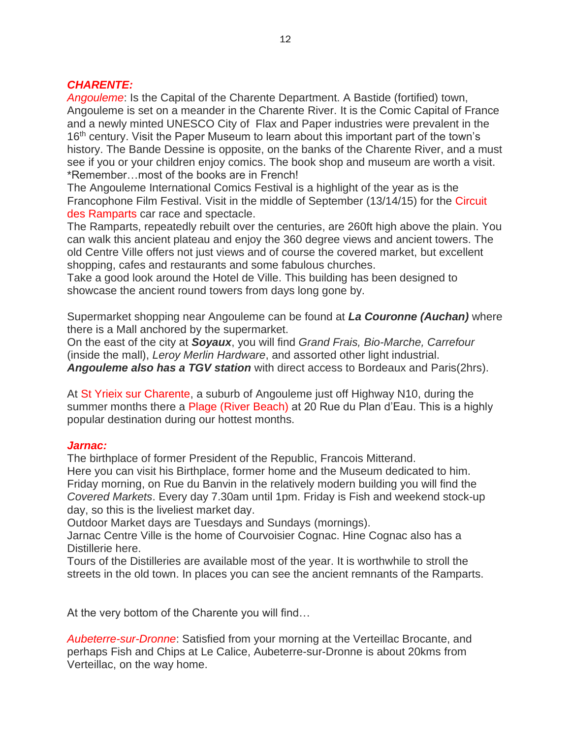## *CHARENTE:*

*Angouleme*: Is the Capital of the Charente Department. A Bastide (fortified) town, Angouleme is set on a meander in the Charente River. It is the Comic Capital of France and a newly minted UNESCO City of Flax and Paper industries were prevalent in the 16th century. Visit the Paper Museum to learn about this important part of the town's history. The Bande Dessine is opposite, on the banks of the Charente River, and a must see if you or your children enjoy comics. The book shop and museum are worth a visit. *Remember…most of the books are in French!

The Angouleme International Comics Festival is a highlight of the year as is the Francophone Film Festival. Visit in the middle of September (13/14/15) for the Circuit des Ramparts car race and spectacle.

The Ramparts, repeatedly rebuilt over the centuries, are 260ft high above the plain. You can walk this ancient plateau and enjoy the 360 degree views and ancient towers. The old Centre Ville offers not just views and of course the covered market, but excellent shopping, cafes and restaurants and some fabulous churches.

Take a good look around the Hotel de Ville. This building has been designed to showcase the ancient round towers from days long gone by.

Supermarket shopping near Angouleme can be found at ***La Couronne (Auchan)*** where there is a Mall anchored by the supermarket.

On the east of the city at ***Soyaux***, you will find *Grand Frais, Bio-Marche, Carrefour* (inside the mall), *Leroy Merlin Hardware*, and assorted other light industrial.

***Angouleme also has a TGV station*** with direct access to Bordeaux and Paris(2hrs).

At St Yrieix sur Charente, a suburb of Angouleme just off Highway N10, during the summer months there a Plage (River Beach) at 20 Rue du Plan d'Eau. This is a highly popular destination during our hottest months.

### *Jarnac:*

The birthplace of former President of the Republic, Francois Mitterand.

Here you can visit his Birthplace, former home and the Museum dedicated to him.

Friday morning, on Rue du Banvin in the relatively modern building you will find the *Covered Markets*. Every day 7.30am until 1pm. Friday is Fish and weekend stock-up day, so this is the liveliest market day.

Outdoor Market days are Tuesdays and Sundays (mornings).

Jarnac Centre Ville is the home of Courvoisier Cognac. Hine Cognac also has a Distillerie here.

Tours of the Distilleries are available most of the year. It is worthwhile to stroll the streets in the old town. In places you can see the ancient remnants of the Ramparts.

At the very bottom of the Charente you will find…

*Aubeterre-sur-Dronne*: Satisfied from your morning at the Verteillac Brocante, and perhaps Fish and Chips at Le Calice, Aubeterre-sur-Dronne is about 20kms from Verteillac, on the way home.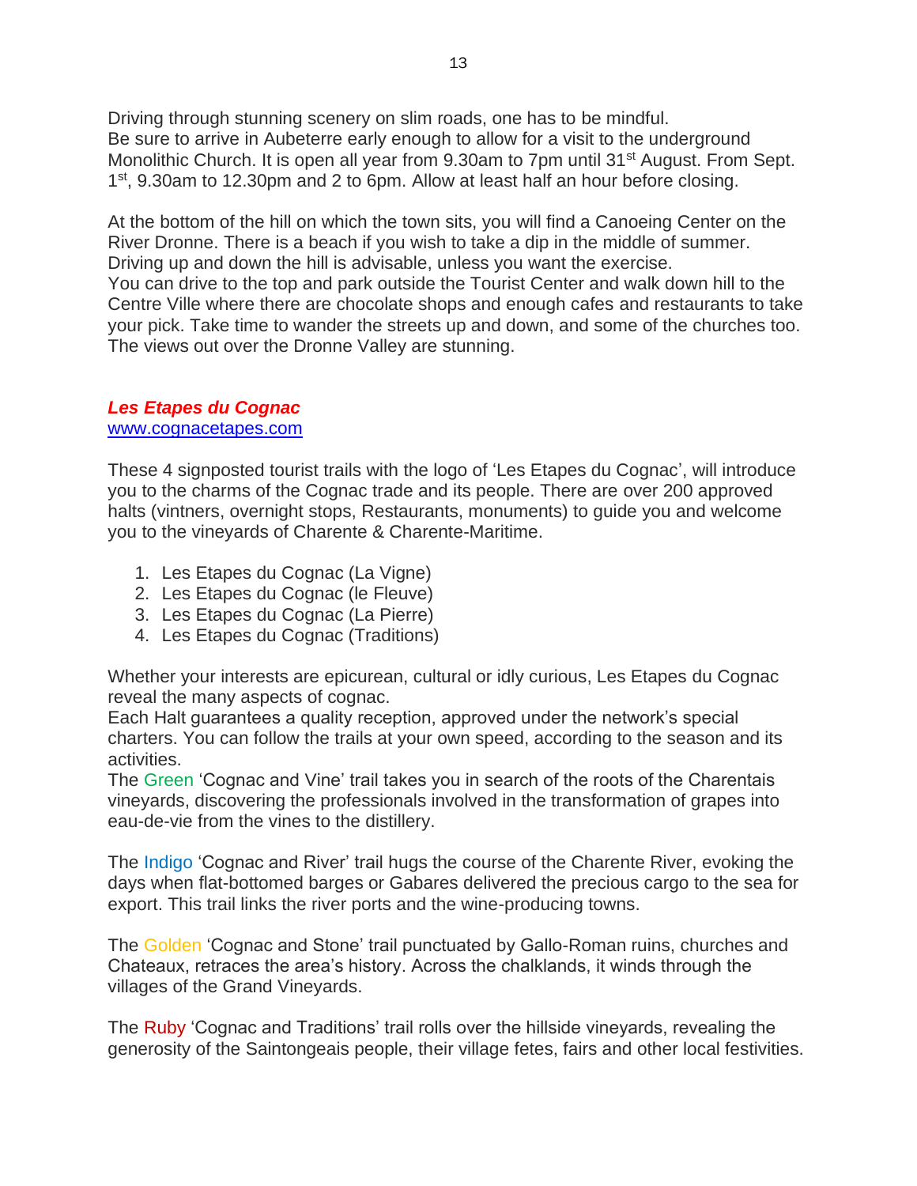Driving through stunning scenery on slim roads, one has to be mindful.
Be sure to arrive in Aubeterre early enough to allow for a visit to the underground Monolithic Church. It is open all year from 9.30am to 7pm until 31st August. From Sept. 1st, 9.30am to 12.30pm and 2 to 6pm. Allow at least half an hour before closing.

At the bottom of the hill on which the town sits, you will find a Canoeing Center on the River Dronne. There is a beach if you wish to take a dip in the middle of summer.
Driving up and down the hill is advisable, unless you want the exercise.
You can drive to the top and park outside the Tourist Center and walk down hill to the Centre Ville where there are chocolate shops and enough cafes and restaurants to take your pick. Take time to wander the streets up and down, and some of the churches too. The views out over the Dronne Valley are stunning.

### ***Les Etapes du Cognac***

[www.cognacetapes.com](http://www.cognacetapes.com)

These 4 signposted tourist trails with the logo of 'Les Etapes du Cognac', will introduce you to the charms of the Cognac trade and its people. There are over 200 approved halts (vintners, overnight stops, Restaurants, monuments) to guide you and welcome you to the vineyards of Charente & Charente-Maritime.

1. Les Etapes du Cognac (La Vigne)
2. Les Etapes du Cognac (le Fleuve)
3. Les Etapes du Cognac (La Pierre)
4. Les Etapes du Cognac (Traditions)

Whether your interests are epicurean, cultural or idly curious, Les Etapes du Cognac reveal the many aspects of cognac.
Each Halt guarantees a quality reception, approved under the network's special charters. You can follow the trails at your own speed, according to the season and its activities.
The Green 'Cognac and Vine' trail takes you in search of the roots of the Charentais vineyards, discovering the professionals involved in the transformation of grapes into eau-de-vie from the vines to the distillery.

The Indigo 'Cognac and River' trail hugs the course of the Charente River, evoking the days when flat-bottomed barges or Gabares delivered the precious cargo to the sea for export. This trail links the river ports and the wine-producing towns.

The Golden 'Cognac and Stone' trail punctuated by Gallo-Roman ruins, churches and Chateaux, retraces the area's history. Across the chalklands, it winds through the villages of the Grand Vineyards.

The Ruby 'Cognac and Traditions' trail rolls over the hillside vineyards, revealing the generosity of the Saintongeais people, their village fetes, fairs and other local festivities.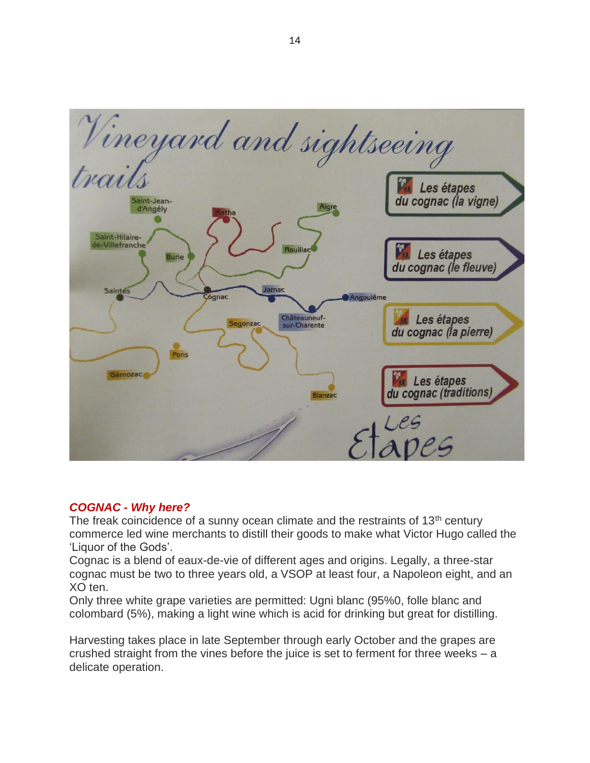## COGNAC - Why here?

The freak coincidence of a sunny ocean climate and the restraints of 13th century commerce led wine merchants to distill their goods to make what Victor Hugo called the 'Liquor of the Gods'.

Cognac is a blend of eaux-de-vie of different ages and origins. Legally, a three-star cognac must be two to three years old, a VSOP at least four, a Napoleon eight, and an XO ten.

Only three white grape varieties are permitted: Ugni blanc (95%0, folle blanc and colombard (5%), making a light wine which is acid for drinking but great for distilling.

Harvesting takes place in late September through early October and the grapes are crushed straight from the vines before the juice is set to ferment for three weeks – a delicate operation.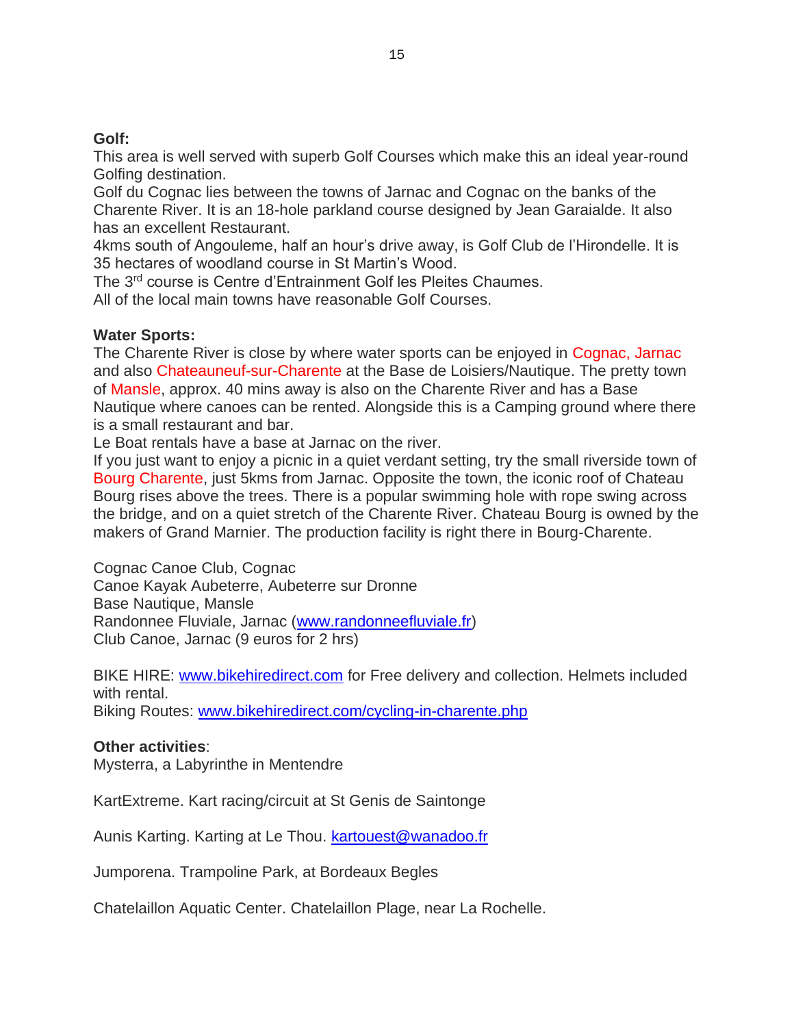**Golf:**
This area is well served with superb Golf Courses which make this an ideal year-round Golfing destination.
Golf du Cognac lies between the towns of Jarnac and Cognac on the banks of the Charente River. It is an 18-hole parkland course designed by Jean Garaialde. It also has an excellent Restaurant.
4kms south of Angouleme, half an hour's drive away, is Golf Club de l'Hirondelle. It is 35 hectares of woodland course in St Martin's Wood.
The 3rd course is Centre d'Entrainment Golf les Pleites Chaumes.
All of the local main towns have reasonable Golf Courses.

**Water Sports:**
The Charente River is close by where water sports can be enjoyed in Cognac, Jarnac and also Chateauneuf-sur-Charente at the Base de Loisiers/Nautique. The pretty town of Mansle, approx. 40 mins away is also on the Charente River and has a Base Nautique where canoes can be rented. Alongside this is a Camping ground where there is a small restaurant and bar.
Le Boat rentals have a base at Jarnac on the river.
If you just want to enjoy a picnic in a quiet verdant setting, try the small riverside town of Bourg Charente, just 5kms from Jarnac. Opposite the town, the iconic roof of Chateau Bourg rises above the trees. There is a popular swimming hole with rope swing across the bridge, and on a quiet stretch of the Charente River. Chateau Bourg is owned by the makers of Grand Marnier. The production facility is right there in Bourg-Charente.

Cognac Canoe Club, Cognac
Canoe Kayak Aubeterre, Aubeterre sur Dronne
Base Nautique, Mansle
Randonnee Fluviale, Jarnac (www.randonneefluviale.fr)
Club Canoe, Jarnac (9 euros for 2 hrs)

BIKE HIRE: www.bikehiredirect.com for Free delivery and collection. Helmets included with rental.
Biking Routes: www.bikehiredirect.com/cycling-in-charente.php

**Other activities**:
Mysterra, a Labyrinthe in Mentendre

KartExtreme. Kart racing/circuit at St Genis de Saintonge

Aunis Karting. Karting at Le Thou. kartouest@wanadoo.fr

Jumporena. Trampoline Park, at Bordeaux Begles

Chatelaillon Aquatic Center. Chatelaillon Plage, near La Rochelle.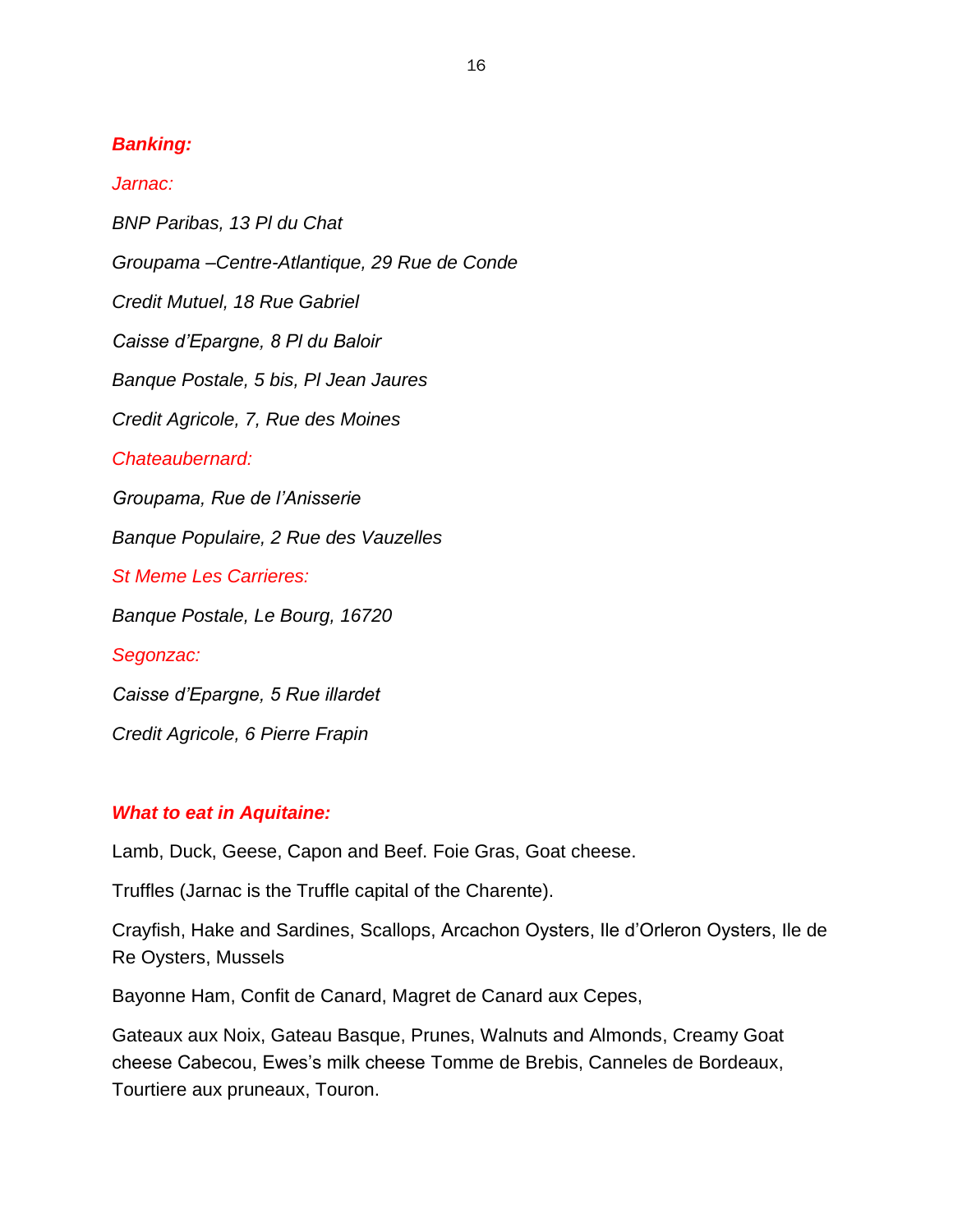## ***Banking:***

*Jarnac:*

*BNP Paribas, 13 Pl du Chat*

*Groupama –Centre-Atlantique, 29 Rue de Conde*

*Credit Mutuel, 18 Rue Gabriel*

*Caisse d'Epargne, 8 Pl du Baloir*

*Banque Postale, 5 bis, Pl Jean Jaures*

*Credit Agricole, 7, Rue des Moines*

*Chateaubernard:*

*Groupama, Rue de l'Anisserie*

*Banque Populaire, 2 Rue des Vauzelles*

*St Meme Les Carrieres:*

*Banque Postale, Le Bourg, 16720*

*Segonzac:*

*Caisse d'Epargne, 5 Rue illardet*

*Credit Agricole, 6 Pierre Frapin*

## ***What to eat in Aquitaine:***

Lamb, Duck, Geese, Capon and Beef. Foie Gras, Goat cheese.

Truffles (Jarnac is the Truffle capital of the Charente).

Crayfish, Hake and Sardines, Scallops, Arcachon Oysters, Ile d'Orleron Oysters, Ile de Re Oysters, Mussels

Bayonne Ham, Confit de Canard, Magret de Canard aux Cepes,

Gateaux aux Noix, Gateau Basque, Prunes, Walnuts and Almonds, Creamy Goat cheese Cabecou, Ewes's milk cheese Tomme de Brebis, Canneles de Bordeaux, Tourtiere aux pruneaux, Touron.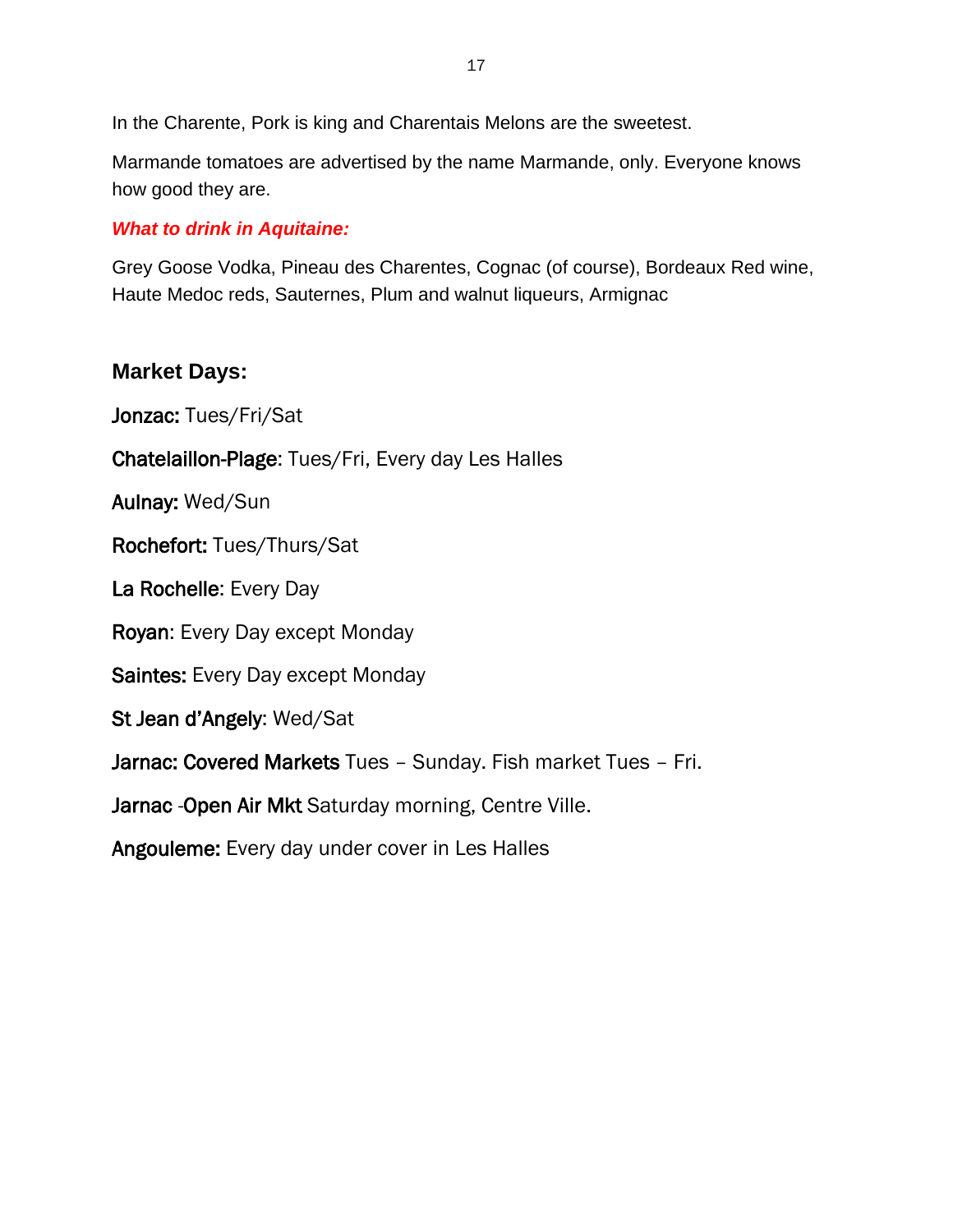In the Charente, Pork is king and Charentais Melons are the sweetest.

Marmande tomatoes are advertised by the name Marmande, only. Everyone knows how good they are.

***What to drink in Aquitaine:***

Grey Goose Vodka, Pineau des Charentes, Cognac (of course), Bordeaux Red wine, Haute Medoc reds, Sauternes, Plum and walnut liqueurs, Armignac

## Market Days:

**Jonzac:** Tues/Fri/Sat

**Chatelaillon-Plage**: Tues/Fri, Every day Les Halles

**Aulnay:** Wed/Sun

**Rochefort:** Tues/Thurs/Sat

**La Rochelle**: Every Day

**Royan**: Every Day except Monday

**Saintes:** Every Day except Monday

**St Jean d'Angely**: Wed/Sat

**Jarnac: Covered Markets** Tues – Sunday. Fish market Tues – Fri.

**Jarnac** -**Open Air Mkt** Saturday morning, Centre Ville.

**Angouleme:** Every day under cover in Les Halles